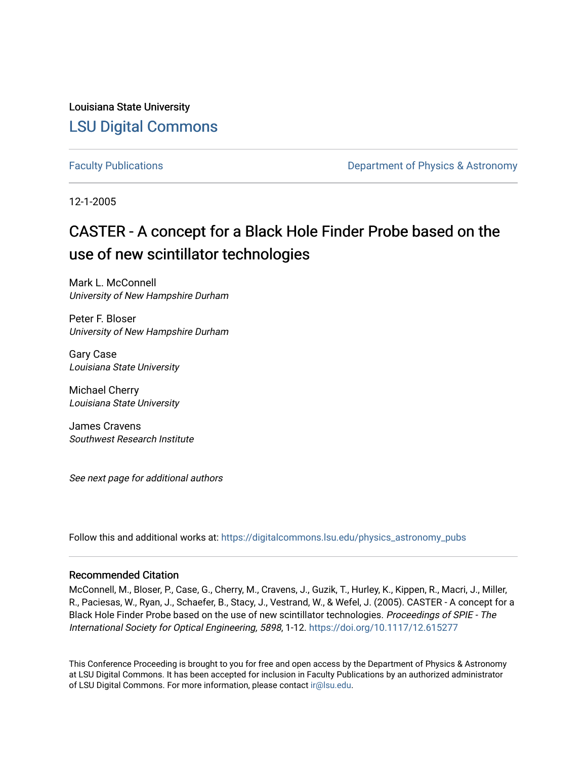Louisiana State University

# LSU Digital Commons

Faculty Publications | Department of Physics & Astronomy

12-1-2005

# CASTER - A concept for a Black Hole Finder Probe based on the use of new scintillator technologies

Mark L. McConnell
*University of New Hampshire Durham*

Peter F. Bloser
*University of New Hampshire Durham*

Gary Case
*Louisiana State University*

Michael Cherry
*Louisiana State University*

James Cravens
*Southwest Research Institute*

*See next page for additional authors*

Follow this and additional works at: https://digitalcommons.lsu.edu/physics_astronomy_pubs

## Recommended Citation

McConnell, M., Bloser, P., Case, G., Cherry, M., Cravens, J., Guzik, T., Hurley, K., Kippen, R., Macri, J., Miller, R., Paciesas, W., Ryan, J., Schaefer, B., Stacy, J., Vestrand, W., & Wefel, J. (2005). CASTER - A concept for a Black Hole Finder Probe based on the use of new scintillator technologies. *Proceedings of SPIE - The International Society for Optical Engineering, 5898*, 1-12. https://doi.org/10.1117/12.615277

This Conference Proceeding is brought to you for free and open access by the Department of Physics & Astronomy at LSU Digital Commons. It has been accepted for inclusion in Faculty Publications by an authorized administrator of LSU Digital Commons. For more information, please contact ir@lsu.edu.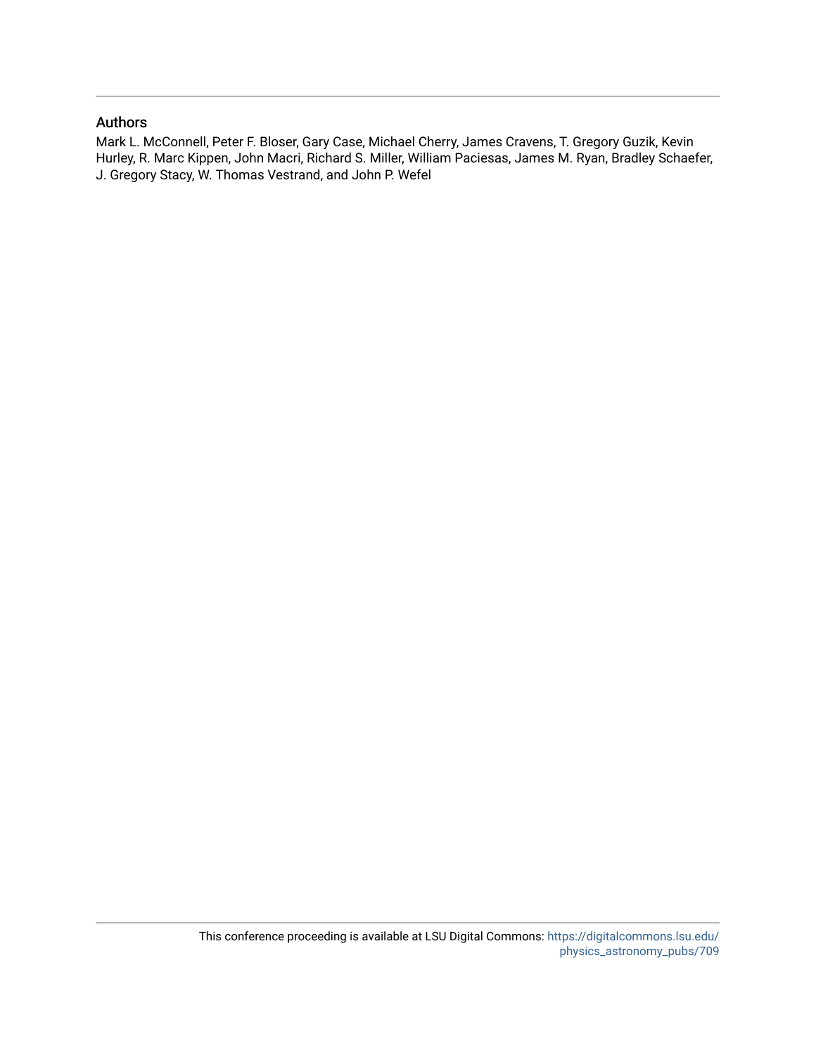## Authors

Mark L. McConnell, Peter F. Bloser, Gary Case, Michael Cherry, James Cravens, T. Gregory Guzik, Kevin Hurley, R. Marc Kippen, John Macri, Richard S. Miller, William Paciesas, James M. Ryan, Bradley Schaefer, J. Gregory Stacy, W. Thomas Vestrand, and John P. Wefel

This conference proceeding is available at LSU Digital Commons: https://digitalcommons.lsu.edu/physics_astronomy_pubs/709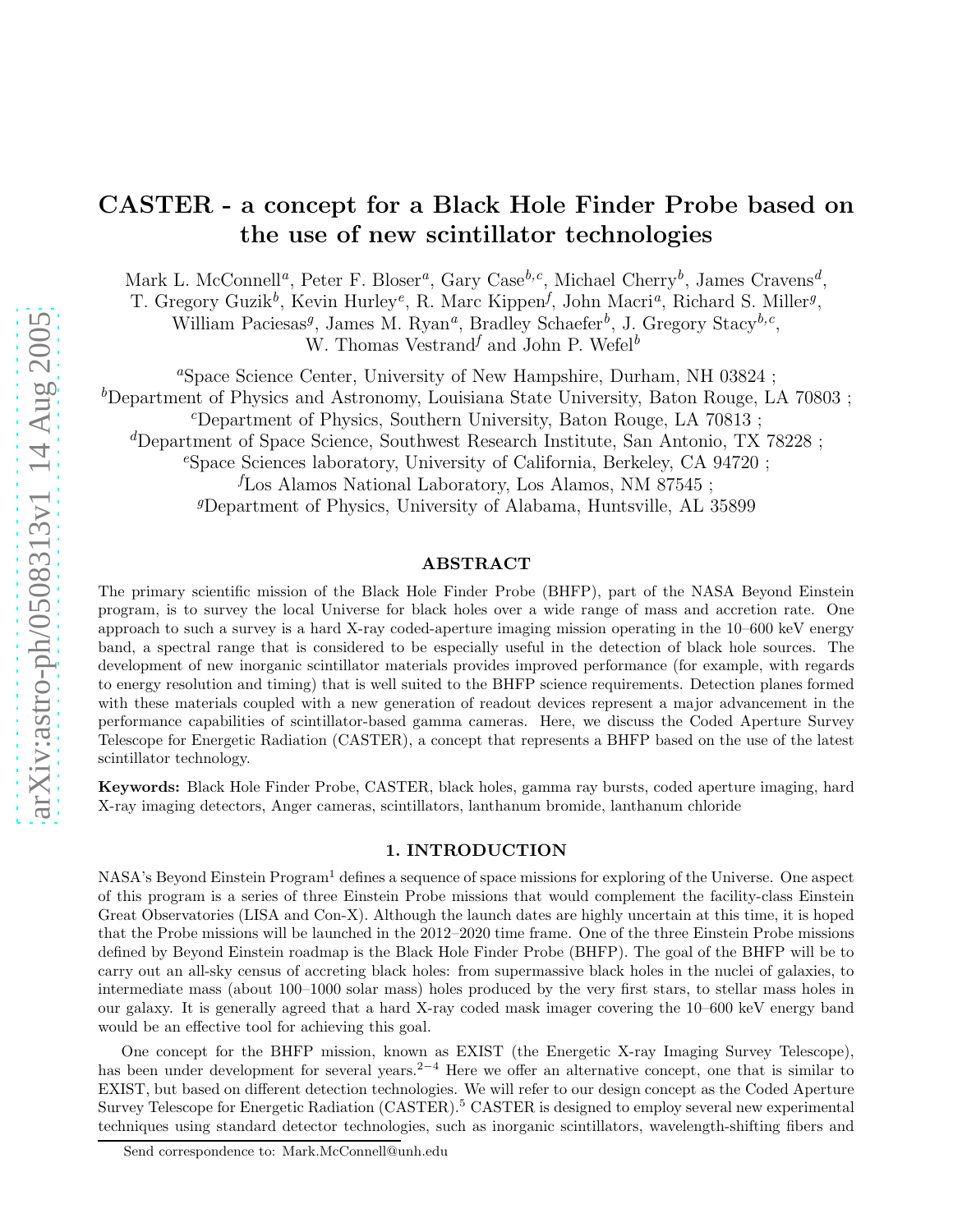# CASTER - a concept for a Black Hole Finder Probe based on the use of new scintillator technologies

Mark L. McConnell[a], Peter F. Bloser[a], Gary Case[b,c], Michael Cherry[b], James Cravens[d], T. Gregory Guzik[b], Kevin Hurley[e], R. Marc Kippen[f], John Macri[a], Richard S. Miller[g], William Paciesas[g], James M. Ryan[a], Bradley Schaefer[b], J. Gregory Stacy[b,c], W. Thomas Vestrand[f] and John P. Wefel[b]

[a]Space Science Center, University of New Hampshire, Durham, NH 03824 ;
[b]Department of Physics and Astronomy, Louisiana State University, Baton Rouge, LA 70803 ;
[c]Department of Physics, Southern University, Baton Rouge, LA 70813 ;
[d]Department of Space Science, Southwest Research Institute, San Antonio, TX 78228 ;
[e]Space Sciences laboratory, University of California, Berkeley, CA 94720 ;
[f]Los Alamos National Laboratory, Los Alamos, NM 87545 ;
[g]Department of Physics, University of Alabama, Huntsville, AL 35899

## ABSTRACT

The primary scientific mission of the Black Hole Finder Probe (BHFP), part of the NASA Beyond Einstein program, is to survey the local Universe for black holes over a wide range of mass and accretion rate. One approach to such a survey is a hard X-ray coded-aperture imaging mission operating in the 10–600 keV energy band, a spectral range that is considered to be especially useful in the detection of black hole sources. The development of new inorganic scintillator materials provides improved performance (for example, with regards to energy resolution and timing) that is well suited to the BHFP science requirements. Detection planes formed with these materials coupled with a new generation of readout devices represent a major advancement in the performance capabilities of scintillator-based gamma cameras. Here, we discuss the Coded Aperture Survey Telescope for Energetic Radiation (CASTER), a concept that represents a BHFP based on the use of the latest scintillator technology.

**Keywords:** Black Hole Finder Probe, CASTER, black holes, gamma ray bursts, coded aperture imaging, hard X-ray imaging detectors, Anger cameras, scintillators, lanthanum bromide, lanthanum chloride

## 1. INTRODUCTION

NASA's Beyond Einstein Program[1] defines a sequence of space missions for exploring of the Universe. One aspect of this program is a series of three Einstein Probe missions that would complement the facility-class Einstein Great Observatories (LISA and Con-X). Although the launch dates are highly uncertain at this time, it is hoped that the Probe missions will be launched in the 2012–2020 time frame. One of the three Einstein Probe missions defined by Beyond Einstein roadmap is the Black Hole Finder Probe (BHFP). The goal of the BHFP will be to carry out an all-sky census of accreting black holes: from supermassive black holes in the nuclei of galaxies, to intermediate mass (about 100–1000 solar mass) holes produced by the very first stars, to stellar mass holes in our galaxy. It is generally agreed that a hard X-ray coded mask imager covering the 10–600 keV energy band would be an effective tool for achieving this goal.

One concept for the BHFP mission, known as EXIST (the Energetic X-ray Imaging Survey Telescope), has been under development for several years.[2–4] Here we offer an alternative concept, one that is similar to EXIST, but based on different detection technologies. We will refer to our design concept as the Coded Aperture Survey Telescope for Energetic Radiation (CASTER).[5] CASTER is designed to employ several new experimental techniques using standard detector technologies, such as inorganic scintillators, wavelength-shifting fibers and

Send correspondence to: Mark.McConnell@unh.edu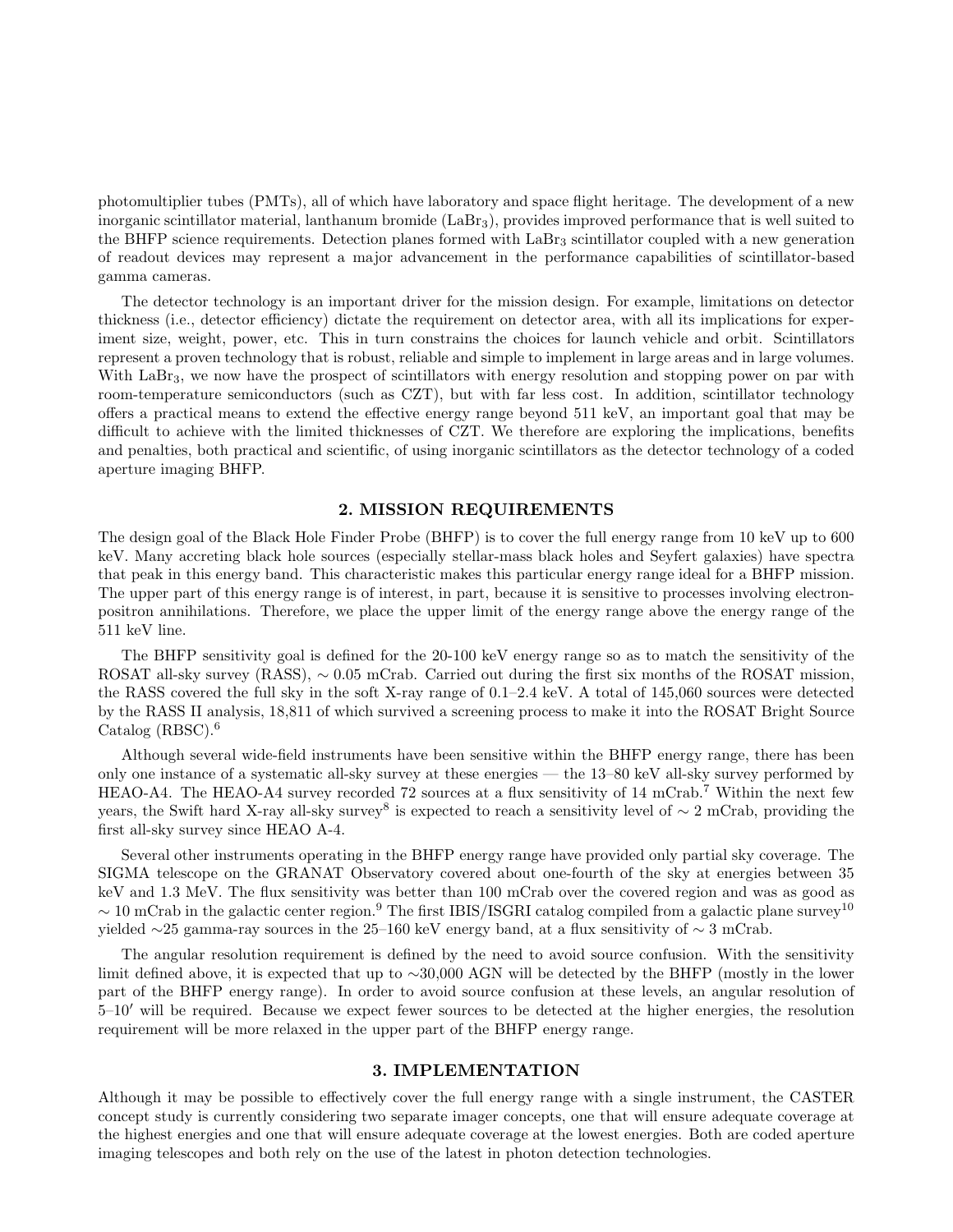photomultiplier tubes (PMTs), all of which have laboratory and space flight heritage. The development of a new inorganic scintillator material, lanthanum bromide ($LaBr_3$), provides improved performance that is well suited to the BHFP science requirements. Detection planes formed with $LaBr_3$ scintillator coupled with a new generation of readout devices may represent a major advancement in the performance capabilities of scintillator-based gamma cameras.

The detector technology is an important driver for the mission design. For example, limitations on detector thickness (i.e., detector efficiency) dictate the requirement on detector area, with all its implications for experiment size, weight, power, etc. This in turn constrains the choices for launch vehicle and orbit. Scintillators represent a proven technology that is robust, reliable and simple to implement in large areas and in large volumes. With $LaBr_3$, we now have the prospect of scintillators with energy resolution and stopping power on par with room-temperature semiconductors (such as CZT), but with far less cost. In addition, scintillator technology offers a practical means to extend the effective energy range beyond 511 keV, an important goal that may be difficult to achieve with the limited thicknesses of CZT. We therefore are exploring the implications, benefits and penalties, both practical and scientific, of using inorganic scintillators as the detector technology of a coded aperture imaging BHFP.

## 2. MISSION REQUIREMENTS

The design goal of the Black Hole Finder Probe (BHFP) is to cover the full energy range from 10 keV up to 600 keV. Many accreting black hole sources (especially stellar-mass black holes and Seyfert galaxies) have spectra that peak in this energy band. This characteristic makes this particular energy range ideal for a BHFP mission. The upper part of this energy range is of interest, in part, because it is sensitive to processes involving electron-positron annihilations. Therefore, we place the upper limit of the energy range above the energy range of the 511 keV line.

The BHFP sensitivity goal is defined for the 20-100 keV energy range so as to match the sensitivity of the ROSAT all-sky survey (RASS), $\sim 0.05$ mCrab. Carried out during the first six months of the ROSAT mission, the RASS covered the full sky in the soft X-ray range of 0.1–2.4 keV. A total of 145,060 sources were detected by the RASS II analysis, 18,811 of which survived a screening process to make it into the ROSAT Bright Source Catalog (RBSC).[6]

Although several wide-field instruments have been sensitive within the BHFP energy range, there has been only one instance of a systematic all-sky survey at these energies — the 13–80 keV all-sky survey performed by HEAO-A4. The HEAO-A4 survey recorded 72 sources at a flux sensitivity of 14 mCrab.[7] Within the next few years, the Swift hard X-ray all-sky survey[8] is expected to reach a sensitivity level of $\sim 2$ mCrab, providing the first all-sky survey since HEAO A-4.

Several other instruments operating in the BHFP energy range have provided only partial sky coverage. The SIGMA telescope on the GRANAT Observatory covered about one-fourth of the sky at energies between 35 keV and 1.3 MeV. The flux sensitivity was better than 100 mCrab over the covered region and was as good as $\sim 10$ mCrab in the galactic center region.[9] The first IBIS/ISGRI catalog compiled from a galactic plane survey[10] yielded $\sim$25 gamma-ray sources in the 25–160 keV energy band, at a flux sensitivity of $\sim 3$ mCrab.

The angular resolution requirement is defined by the need to avoid source confusion. With the sensitivity limit defined above, it is expected that up to $\sim$30,000 AGN will be detected by the BHFP (mostly in the lower part of the BHFP energy range). In order to avoid source confusion at these levels, an angular resolution of 5–10′ will be required. Because we expect fewer sources to be detected at the higher energies, the resolution requirement will be more relaxed in the upper part of the BHFP energy range.

## 3. IMPLEMENTATION

Although it may be possible to effectively cover the full energy range with a single instrument, the CASTER concept study is currently considering two separate imager concepts, one that will ensure adequate coverage at the highest energies and one that will ensure adequate coverage at the lowest energies. Both are coded aperture imaging telescopes and both rely on the use of the latest in photon detection technologies.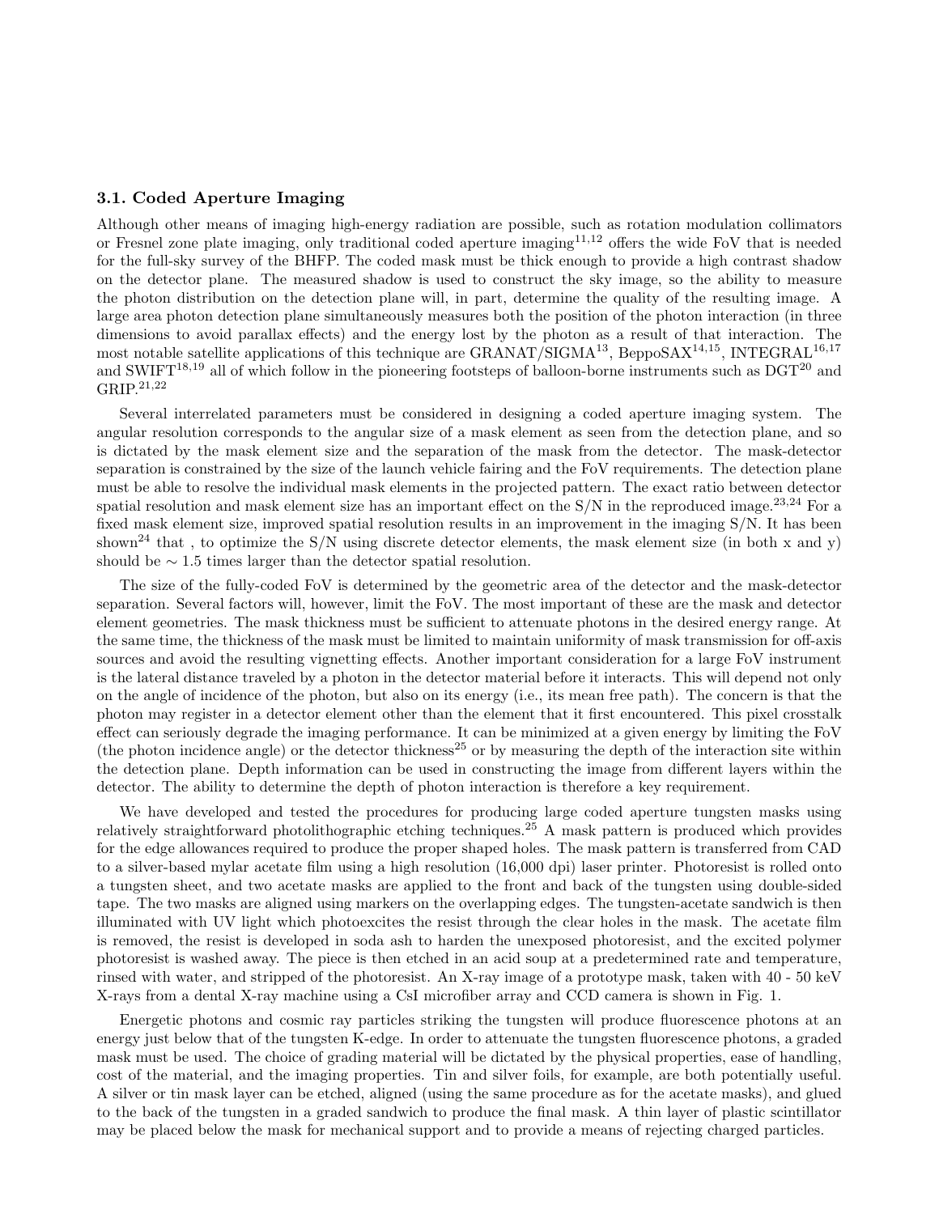### 3.1. Coded Aperture Imaging

Although other means of imaging high-energy radiation are possible, such as rotation modulation collimators or Fresnel zone plate imaging, only traditional coded aperture imaging[11,12] offers the wide FoV that is needed for the full-sky survey of the BHFP. The coded mask must be thick enough to provide a high contrast shadow on the detector plane. The measured shadow is used to construct the sky image, so the ability to measure the photon distribution on the detection plane will, in part, determine the quality of the resulting image. A large area photon detection plane simultaneously measures both the position of the photon interaction (in three dimensions to avoid parallax effects) and the energy lost by the photon as a result of that interaction. The most notable satellite applications of this technique are GRANAT/SIGMA[13], BeppoSAX[14,15], INTEGRAL[16,17] and SWIFT[18,19] all of which follow in the pioneering footsteps of balloon-borne instruments such as DGT[20] and GRIP.[21,22]

Several interrelated parameters must be considered in designing a coded aperture imaging system. The angular resolution corresponds to the angular size of a mask element as seen from the detection plane, and so is dictated by the mask element size and the separation of the mask from the detector. The mask-detector separation is constrained by the size of the launch vehicle fairing and the FoV requirements. The detection plane must be able to resolve the individual mask elements in the projected pattern. The exact ratio between detector spatial resolution and mask element size has an important effect on the S/N in the reproduced image.[23,24] For a fixed mask element size, improved spatial resolution results in an improvement in the imaging S/N. It has been shown[24] that , to optimize the S/N using discrete detector elements, the mask element size (in both x and y) should be $\sim 1.5$ times larger than the detector spatial resolution.

The size of the fully-coded FoV is determined by the geometric area of the detector and the mask-detector separation. Several factors will, however, limit the FoV. The most important of these are the mask and detector element geometries. The mask thickness must be sufficient to attenuate photons in the desired energy range. At the same time, the thickness of the mask must be limited to maintain uniformity of mask transmission for off-axis sources and avoid the resulting vignetting effects. Another important consideration for a large FoV instrument is the lateral distance traveled by a photon in the detector material before it interacts. This will depend not only on the angle of incidence of the photon, but also on its energy (i.e., its mean free path). The concern is that the photon may register in a detector element other than the element that it first encountered. This pixel crosstalk effect can seriously degrade the imaging performance. It can be minimized at a given energy by limiting the FoV (the photon incidence angle) or the detector thickness[25] or by measuring the depth of the interaction site within the detection plane. Depth information can be used in constructing the image from different layers within the detector. The ability to determine the depth of photon interaction is therefore a key requirement.

We have developed and tested the procedures for producing large coded aperture tungsten masks using relatively straightforward photolithographic etching techniques.[25] A mask pattern is produced which provides for the edge allowances required to produce the proper shaped holes. The mask pattern is transferred from CAD to a silver-based mylar acetate film using a high resolution (16,000 dpi) laser printer. Photoresist is rolled onto a tungsten sheet, and two acetate masks are applied to the front and back of the tungsten using double-sided tape. The two masks are aligned using markers on the overlapping edges. The tungsten-acetate sandwich is then illuminated with UV light which photoexcites the resist through the clear holes in the mask. The acetate film is removed, the resist is developed in soda ash to harden the unexposed photoresist, and the excited polymer photoresist is washed away. The piece is then etched in an acid soup at a predetermined rate and temperature, rinsed with water, and stripped of the photoresist. An X-ray image of a prototype mask, taken with 40 - 50 keV X-rays from a dental X-ray machine using a CsI microfiber array and CCD camera is shown in Fig. 1.

Energetic photons and cosmic ray particles striking the tungsten will produce fluorescence photons at an energy just below that of the tungsten K-edge. In order to attenuate the tungsten fluorescence photons, a graded mask must be used. The choice of grading material will be dictated by the physical properties, ease of handling, cost of the material, and the imaging properties. Tin and silver foils, for example, are both potentially useful. A silver or tin mask layer can be etched, aligned (using the same procedure as for the acetate masks), and glued to the back of the tungsten in a graded sandwich to produce the final mask. A thin layer of plastic scintillator may be placed below the mask for mechanical support and to provide a means of rejecting charged particles.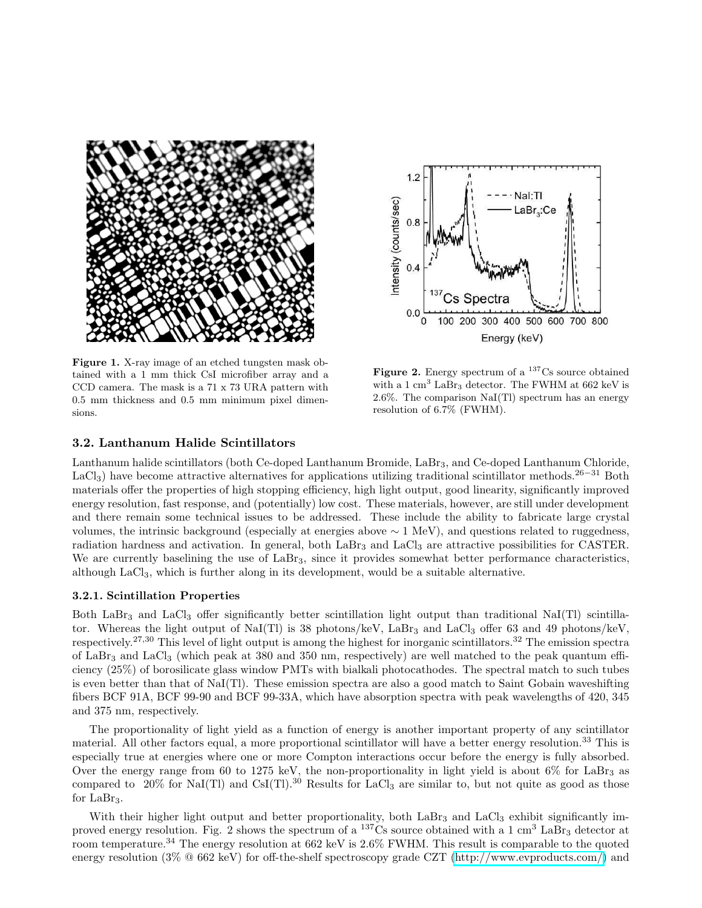**Figure 1.** X-ray image of an etched tungsten mask obtained with a 1 mm thick CsI microfiber array and a CCD camera. The mask is a 71 x 73 URA pattern with 0.5 mm thickness and 0.5 mm minimum pixel dimensions.

**Figure 2.** Energy spectrum of a $^{137}$Cs source obtained with a 1 cm$^3$ $LaBr_3$ detector. The FWHM at 662 keV is 2.6%. The comparison NaI(Tl) spectrum has an energy resolution of 6.7% (FWHM).

### 3.2. Lanthanum Halide Scintillators

Lanthanum halide scintillators (both Ce-doped Lanthanum Bromide, $LaBr_3$, and Ce-doped Lanthanum Chloride, $LaCl_3$) have become attractive alternatives for applications utilizing traditional scintillator methods.[26−31] Both materials offer the properties of high stopping efficiency, high light output, good linearity, significantly improved energy resolution, fast response, and (potentially) low cost. These materials, however, are still under development and there remain some technical issues to be addressed. These include the ability to fabricate large crystal volumes, the intrinsic background (especially at energies above $\sim 1$ MeV), and questions related to ruggedness, radiation hardness and activation. In general, both $LaBr_3$ and $LaCl_3$ are attractive possibilities for CASTER. We are currently baselining the use of $LaBr_3$, since it provides somewhat better performance characteristics, although $LaCl_3$, which is further along in its development, would be a suitable alternative.

#### 3.2.1. Scintillation Properties

Both $LaBr_3$ and $LaCl_3$ offer significantly better scintillation light output than traditional NaI(Tl) scintillator. Whereas the light output of NaI(Tl) is 38 photons/keV, $LaBr_3$ and $LaCl_3$ offer 63 and 49 photons/keV, respectively.[27,30] This level of light output is among the highest for inorganic scintillators.[32] The emission spectra of $LaBr_3$ and $LaCl_3$ (which peak at 380 and 350 nm, respectively) are well matched to the peak quantum efficiency (25%) of borosilicate glass window PMTs with bialkali photocathodes. The spectral match to such tubes is even better than that of NaI(Tl). These emission spectra are also a good match to Saint Gobain waveshifting fibers BCF 91A, BCF 99-90 and BCF 99-33A, which have absorption spectra with peak wavelengths of 420, 345 and 375 nm, respectively.

The proportionality of light yield as a function of energy is another important property of any scintillator material. All other factors equal, a more proportional scintillator will have a better energy resolution.[33] This is especially true at energies where one or more Compton interactions occur before the energy is fully absorbed. Over the energy range from 60 to 1275 keV, the non-proportionality in light yield is about 6% for $LaBr_3$ as compared to 20% for NaI(Tl) and CsI(Tl).[30] Results for $LaCl_3$ are similar to, but not quite as good as those for $LaBr_3$.

With their higher light output and better proportionality, both $LaBr_3$ and $LaCl_3$ exhibit significantly improved energy resolution. Fig. 2 shows the spectrum of a $^{137}$Cs source obtained with a 1 cm$^3$ $LaBr_3$ detector at room temperature.[34] The energy resolution at 662 keV is 2.6% FWHM. This result is comparable to the quoted energy resolution (3% @ 662 keV) for off-the-shelf spectroscopy grade CZT (http://www.evproducts.com/) and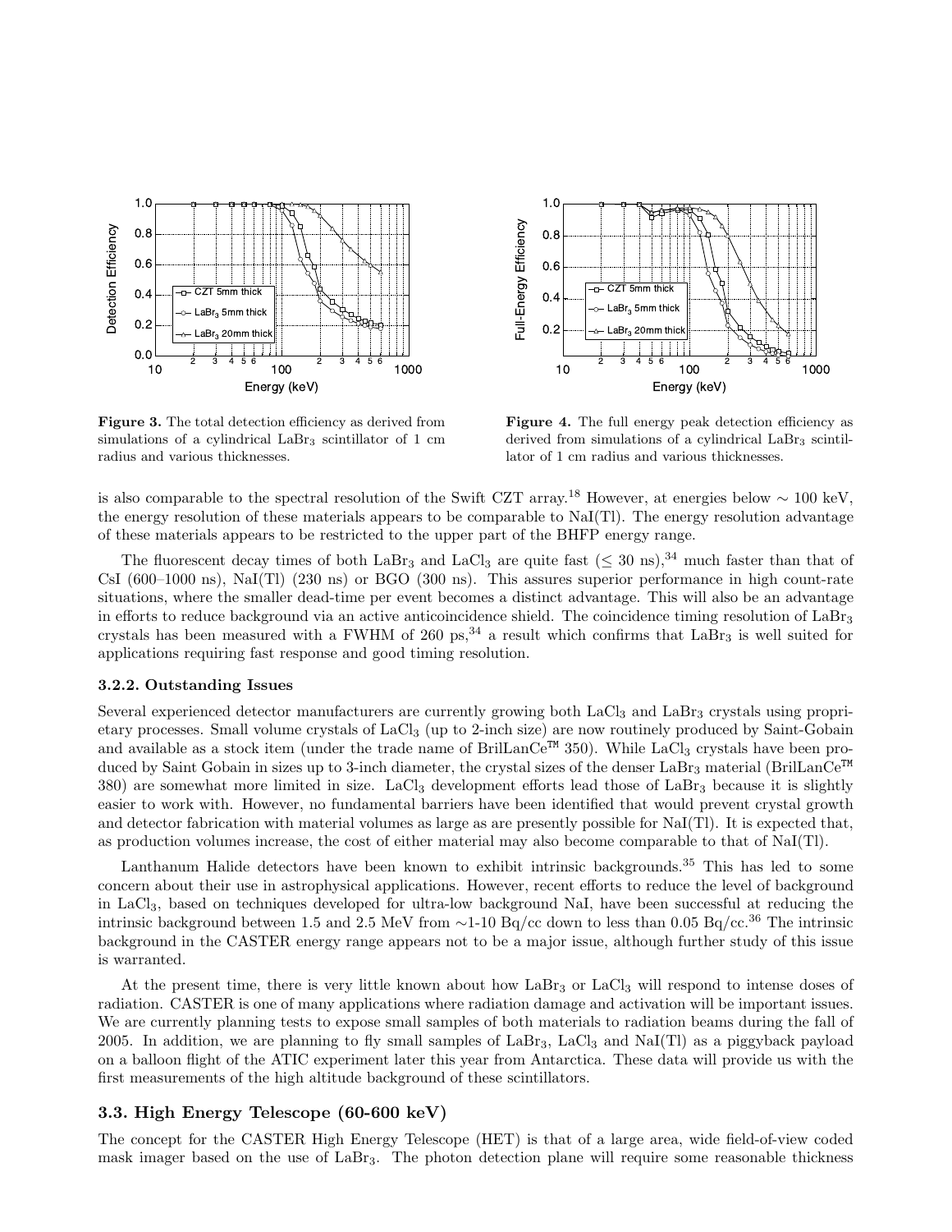**Figure 3.** The total detection efficiency as derived from simulations of a cylindrical $LaBr_3$ scintillator of 1 cm radius and various thicknesses.

**Figure 4.** The full energy peak detection efficiency as derived from simulations of a cylindrical $LaBr_3$ scintillator of 1 cm radius and various thicknesses.

is also comparable to the spectral resolution of the Swift CZT array.[18] However, at energies below $\sim$ 100 keV, the energy resolution of these materials appears to be comparable to NaI(Tl). The energy resolution advantage of these materials appears to be restricted to the upper part of the BHFP energy range.

The fluorescent decay times of both $LaBr_3$ and $LaCl_3$ are quite fast ($\leq$ 30 ns),[34] much faster than that of CsI (600–1000 ns), NaI(Tl) (230 ns) or BGO (300 ns). This assures superior performance in high count-rate situations, where the smaller dead-time per event becomes a distinct advantage. This will also be an advantage in efforts to reduce background via an active anticoincidence shield. The coincidence timing resolution of $LaBr_3$ crystals has been measured with a FWHM of 260 ps,[34] a result which confirms that $LaBr_3$ is well suited for applications requiring fast response and good timing resolution.

### 3.2.2. Outstanding Issues

Several experienced detector manufacturers are currently growing both $LaCl_3$ and $LaBr_3$ crystals using proprietary processes. Small volume crystals of $LaCl_3$ (up to 2-inch size) are now routinely produced by Saint-Gobain and available as a stock item (under the trade name of BrilLanCe™ 350). While $LaCl_3$ crystals have been produced by Saint Gobain in sizes up to 3-inch diameter, the crystal sizes of the denser $LaBr_3$ material (BrilLanCe™ 380) are somewhat more limited in size. $LaCl_3$ development efforts lead those of $LaBr_3$ because it is slightly easier to work with. However, no fundamental barriers have been identified that would prevent crystal growth and detector fabrication with material volumes as large as are presently possible for NaI(Tl). It is expected that, as production volumes increase, the cost of either material may also become comparable to that of NaI(Tl).

Lanthanum Halide detectors have been known to exhibit intrinsic backgrounds.[35] This has led to some concern about their use in astrophysical applications. However, recent efforts to reduce the level of background in $LaCl_3$, based on techniques developed for ultra-low background NaI, have been successful at reducing the intrinsic background between 1.5 and 2.5 MeV from $\sim$1-10 Bq/cc down to less than 0.05 Bq/cc.[36] The intrinsic background in the CASTER energy range appears not to be a major issue, although further study of this issue is warranted.

At the present time, there is very little known about how $LaBr_3$ or $LaCl_3$ will respond to intense doses of radiation. CASTER is one of many applications where radiation damage and activation will be important issues. We are currently planning tests to expose small samples of both materials to radiation beams during the fall of 2005. In addition, we are planning to fly small samples of $LaBr_3$, $LaCl_3$ and NaI(Tl) as a piggyback payload on a balloon flight of the ATIC experiment later this year from Antarctica. These data will provide us with the first measurements of the high altitude background of these scintillators.

## 3.3. High Energy Telescope (60-600 keV)

The concept for the CASTER High Energy Telescope (HET) is that of a large area, wide field-of-view coded mask imager based on the use of $LaBr_3$. The photon detection plane will require some reasonable thickness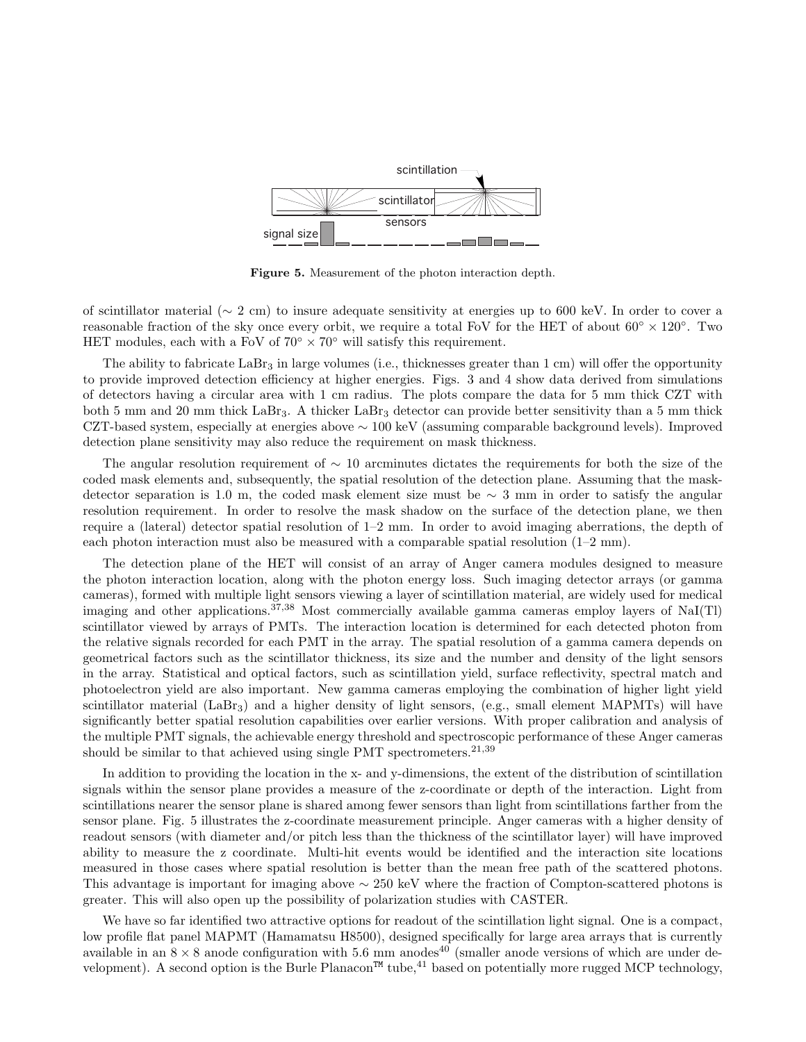scintillation

scintillator

sensors

signal size

**Figure 5.** Measurement of the photon interaction depth.

of scintillator material (∼ 2 cm) to insure adequate sensitivity at energies up to 600 keV. In order to cover a reasonable fraction of the sky once every orbit, we require a total FoV for the HET of about $60^\circ \times 120^\circ$. Two HET modules, each with a FoV of $70^\circ \times 70^\circ$ will satisfy this requirement.

The ability to fabricate $LaBr_3$ in large volumes (i.e., thicknesses greater than 1 cm) will offer the opportunity to provide improved detection efficiency at higher energies. Figs. 3 and 4 show data derived from simulations of detectors having a circular area with 1 cm radius. The plots compare the data for 5 mm thick CZT with both 5 mm and 20 mm thick $LaBr_3$. A thicker $LaBr_3$ detector can provide better sensitivity than a 5 mm thick CZT-based system, especially at energies above ∼ 100 keV (assuming comparable background levels). Improved detection plane sensitivity may also reduce the requirement on mask thickness.

The angular resolution requirement of ∼ 10 arcminutes dictates the requirements for both the size of the coded mask elements and, subsequently, the spatial resolution of the detection plane. Assuming that the mask-detector separation is 1.0 m, the coded mask element size must be ∼ 3 mm in order to satisfy the angular resolution requirement. In order to resolve the mask shadow on the surface of the detection plane, we then require a (lateral) detector spatial resolution of 1–2 mm. In order to avoid imaging aberrations, the depth of each photon interaction must also be measured with a comparable spatial resolution (1–2 mm).

The detection plane of the HET will consist of an array of Anger camera modules designed to measure the photon interaction location, along with the photon energy loss. Such imaging detector arrays (or gamma cameras), formed with multiple light sensors viewing a layer of scintillation material, are widely used for medical imaging and other applications.[37,38] Most commercially available gamma cameras employ layers of NaI(Tl) scintillator viewed by arrays of PMTs. The interaction location is determined for each detected photon from the relative signals recorded for each PMT in the array. The spatial resolution of a gamma camera depends on geometrical factors such as the scintillator thickness, its size and the number and density of the light sensors in the array. Statistical and optical factors, such as scintillation yield, surface reflectivity, spectral match and photoelectron yield are also important. New gamma cameras employing the combination of higher light yield scintillator material ($LaBr_3$) and a higher density of light sensors, (e.g., small element MAPMTs) will have significantly better spatial resolution capabilities over earlier versions. With proper calibration and analysis of the multiple PMT signals, the achievable energy threshold and spectroscopic performance of these Anger cameras should be similar to that achieved using single PMT spectrometers.[21,39]

In addition to providing the location in the x- and y-dimensions, the extent of the distribution of scintillation signals within the sensor plane provides a measure of the z-coordinate or depth of the interaction. Light from scintillations nearer the sensor plane is shared among fewer sensors than light from scintillations farther from the sensor plane. Fig. 5 illustrates the z-coordinate measurement principle. Anger cameras with a higher density of readout sensors (with diameter and/or pitch less than the thickness of the scintillator layer) will have improved ability to measure the z coordinate. Multi-hit events would be identified and the interaction site locations measured in those cases where spatial resolution is better than the mean free path of the scattered photons. This advantage is important for imaging above ∼ 250 keV where the fraction of Compton-scattered photons is greater. This will also open up the possibility of polarization studies with CASTER.

We have so far identified two attractive options for readout of the scintillation light signal. One is a compact, low profile flat panel MAPMT (Hamamatsu H8500), designed specifically for large area arrays that is currently available in an $8 \times 8$ anode configuration with 5.6 mm anodes[40] (smaller anode versions of which are under development). A second option is the Burle Planacon™ tube,[41] based on potentially more rugged MCP technology,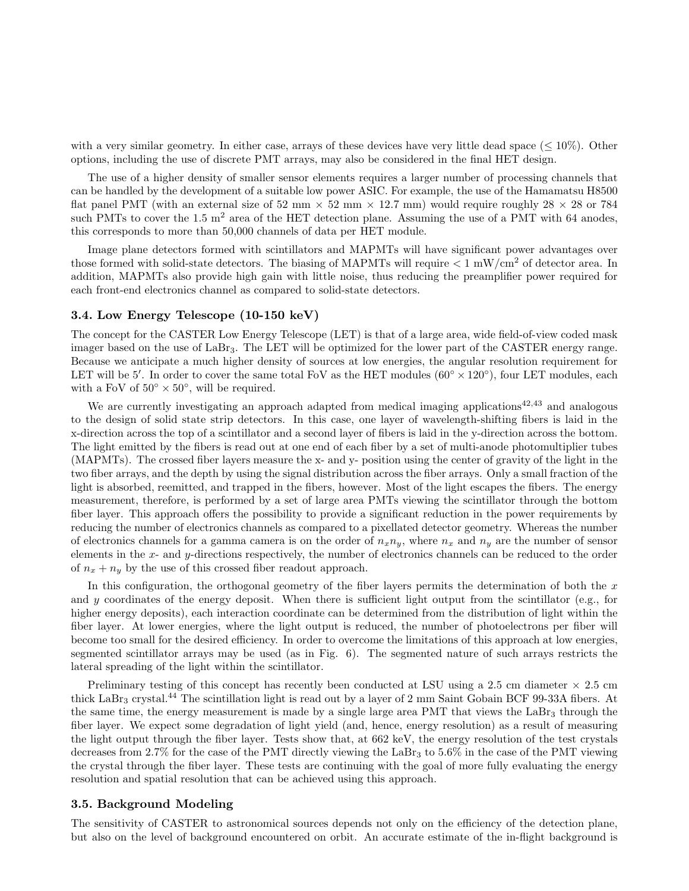with a very similar geometry. In either case, arrays of these devices have very little dead space ($\leq 10\%$). Other options, including the use of discrete PMT arrays, may also be considered in the final HET design.

The use of a higher density of smaller sensor elements requires a larger number of processing channels that can be handled by the development of a suitable low power ASIC. For example, the use of the Hamamatsu H8500 flat panel PMT (with an external size of 52 mm $\times$ 52 mm $\times$ 12.7 mm) would require roughly 28 $\times$ 28 or 784 such PMTs to cover the 1.5 m$^2$ area of the HET detection plane. Assuming the use of a PMT with 64 anodes, this corresponds to more than 50,000 channels of data per HET module.

Image plane detectors formed with scintillators and MAPMTs will have significant power advantages over those formed with solid-state detectors. The biasing of MAPMTs will require $< 1$ mW/cm$^2$ of detector area. In addition, MAPMTs also provide high gain with little noise, thus reducing the preamplifier power required for each front-end electronics channel as compared to solid-state detectors.

### 3.4. Low Energy Telescope (10-150 keV)

The concept for the CASTER Low Energy Telescope (LET) is that of a large area, wide field-of-view coded mask imager based on the use of $LaBr_3$. The LET will be optimized for the lower part of the CASTER energy range. Because we anticipate a much higher density of sources at low energies, the angular resolution requirement for LET will be $5'$. In order to cover the same total FoV as the HET modules ($60^\circ \times 120^\circ$), four LET modules, each with a FoV of $50^\circ \times 50^\circ$, will be required.

We are currently investigating an approach adapted from medical imaging applications[42,43] and analogous to the design of solid state strip detectors. In this case, one layer of wavelength-shifting fibers is laid in the x-direction across the top of a scintillator and a second layer of fibers is laid in the y-direction across the bottom. The light emitted by the fibers is read out at one end of each fiber by a set of multi-anode photomultiplier tubes (MAPMTs). The crossed fiber layers measure the x- and y- position using the center of gravity of the light in the two fiber arrays, and the depth by using the signal distribution across the fiber arrays. Only a small fraction of the light is absorbed, reemitted, and trapped in the fibers, however. Most of the light escapes the fibers. The energy measurement, therefore, is performed by a set of large area PMTs viewing the scintillator through the bottom fiber layer. This approach offers the possibility to provide a significant reduction in the power requirements by reducing the number of electronics channels as compared to a pixellated detector geometry. Whereas the number of electronics channels for a gamma camera is on the order of $n_x n_y$, where $n_x$ and $n_y$ are the number of sensor elements in the $x$- and $y$-directions respectively, the number of electronics channels can be reduced to the order of $n_x + n_y$ by the use of this crossed fiber readout approach.

In this configuration, the orthogonal geometry of the fiber layers permits the determination of both the $x$ and $y$ coordinates of the energy deposit. When there is sufficient light output from the scintillator (e.g., for higher energy deposits), each interaction coordinate can be determined from the distribution of light within the fiber layer. At lower energies, where the light output is reduced, the number of photoelectrons per fiber will become too small for the desired efficiency. In order to overcome the limitations of this approach at low energies, segmented scintillator arrays may be used (as in Fig. 6). The segmented nature of such arrays restricts the lateral spreading of the light within the scintillator.

Preliminary testing of this concept has recently been conducted at LSU using a 2.5 cm diameter $\times$ 2.5 cm thick $LaBr_3$ crystal.[44] The scintillation light is read out by a layer of 2 mm Saint Gobain BCF 99-33A fibers. At the same time, the energy measurement is made by a single large area PMT that views the $LaBr_3$ through the fiber layer. We expect some degradation of light yield (and, hence, energy resolution) as a result of measuring the light output through the fiber layer. Tests show that, at 662 keV, the energy resolution of the test crystals decreases from 2.7% for the case of the PMT directly viewing the $LaBr_3$ to 5.6% in the case of the PMT viewing the crystal through the fiber layer. These tests are continuing with the goal of more fully evaluating the energy resolution and spatial resolution that can be achieved using this approach.

### 3.5. Background Modeling

The sensitivity of CASTER to astronomical sources depends not only on the efficiency of the detection plane, but also on the level of background encountered on orbit. An accurate estimate of the in-flight background is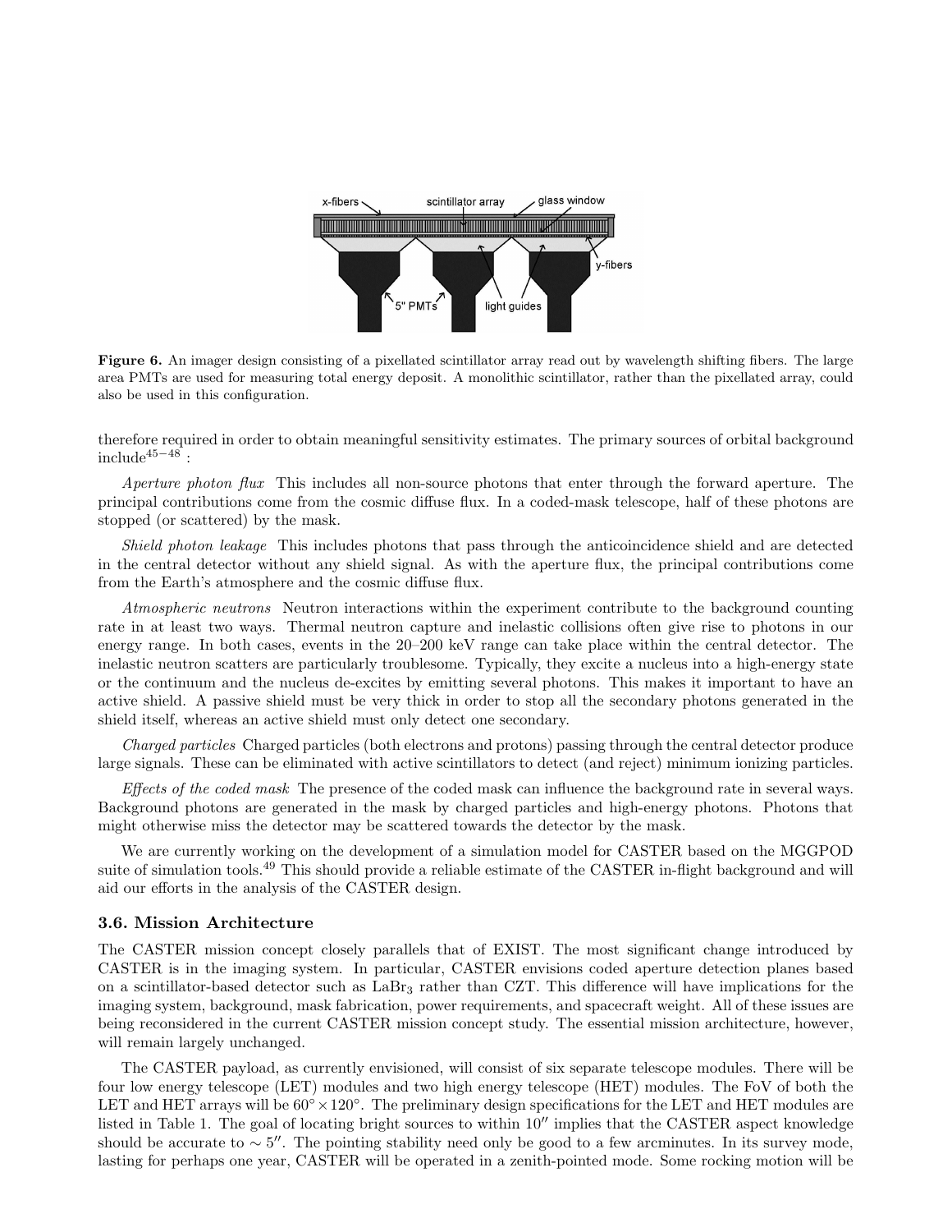x-fibers

scintillator array

glass window

y-fibers

5" PMTs

light guides

**Figure 6.** An imager design consisting of a pixellated scintillator array read out by wavelength shifting fibers. The large area PMTs are used for measuring total energy deposit. A monolithic scintillator, rather than the pixellated array, could also be used in this configuration.

therefore required in order to obtain meaningful sensitivity estimates. The primary sources of orbital background include[45–48] :

*Aperture photon flux* This includes all non-source photons that enter through the forward aperture. The principal contributions come from the cosmic diffuse flux. In a coded-mask telescope, half of these photons are stopped (or scattered) by the mask.

*Shield photon leakage* This includes photons that pass through the anticoincidence shield and are detected in the central detector without any shield signal. As with the aperture flux, the principal contributions come from the Earth's atmosphere and the cosmic diffuse flux.

*Atmospheric neutrons* Neutron interactions within the experiment contribute to the background counting rate in at least two ways. Thermal neutron capture and inelastic collisions often give rise to photons in our energy range. In both cases, events in the 20–200 keV range can take place within the central detector. The inelastic neutron scatters are particularly troublesome. Typically, they excite a nucleus into a high-energy state or the continuum and the nucleus de-excites by emitting several photons. This makes it important to have an active shield. A passive shield must be very thick in order to stop all the secondary photons generated in the shield itself, whereas an active shield must only detect one secondary.

*Charged particles* Charged particles (both electrons and protons) passing through the central detector produce large signals. These can be eliminated with active scintillators to detect (and reject) minimum ionizing particles.

*Effects of the coded mask* The presence of the coded mask can influence the background rate in several ways. Background photons are generated in the mask by charged particles and high-energy photons. Photons that might otherwise miss the detector may be scattered towards the detector by the mask.

We are currently working on the development of a simulation model for CASTER based on the MGGPOD suite of simulation tools.[49] This should provide a reliable estimate of the CASTER in-flight background and will aid our efforts in the analysis of the CASTER design.

### 3.6. Mission Architecture

The CASTER mission concept closely parallels that of EXIST. The most significant change introduced by CASTER is in the imaging system. In particular, CASTER envisions coded aperture detection planes based on a scintillator-based detector such as $LaBr_3$ rather than CZT. This difference will have implications for the imaging system, background, mask fabrication, power requirements, and spacecraft weight. All of these issues are being reconsidered in the current CASTER mission concept study. The essential mission architecture, however, will remain largely unchanged.

The CASTER payload, as currently envisioned, will consist of six separate telescope modules. There will be four low energy telescope (LET) modules and two high energy telescope (HET) modules. The FoV of both the LET and HET arrays will be $60^\circ \times 120^\circ$. The preliminary design specifications for the LET and HET modules are listed in Table 1. The goal of locating bright sources to within $10''$ implies that the CASTER aspect knowledge should be accurate to $\sim 5''$. The pointing stability need only be good to a few arcminutes. In its survey mode, lasting for perhaps one year, CASTER will be operated in a zenith-pointed mode. Some rocking motion will be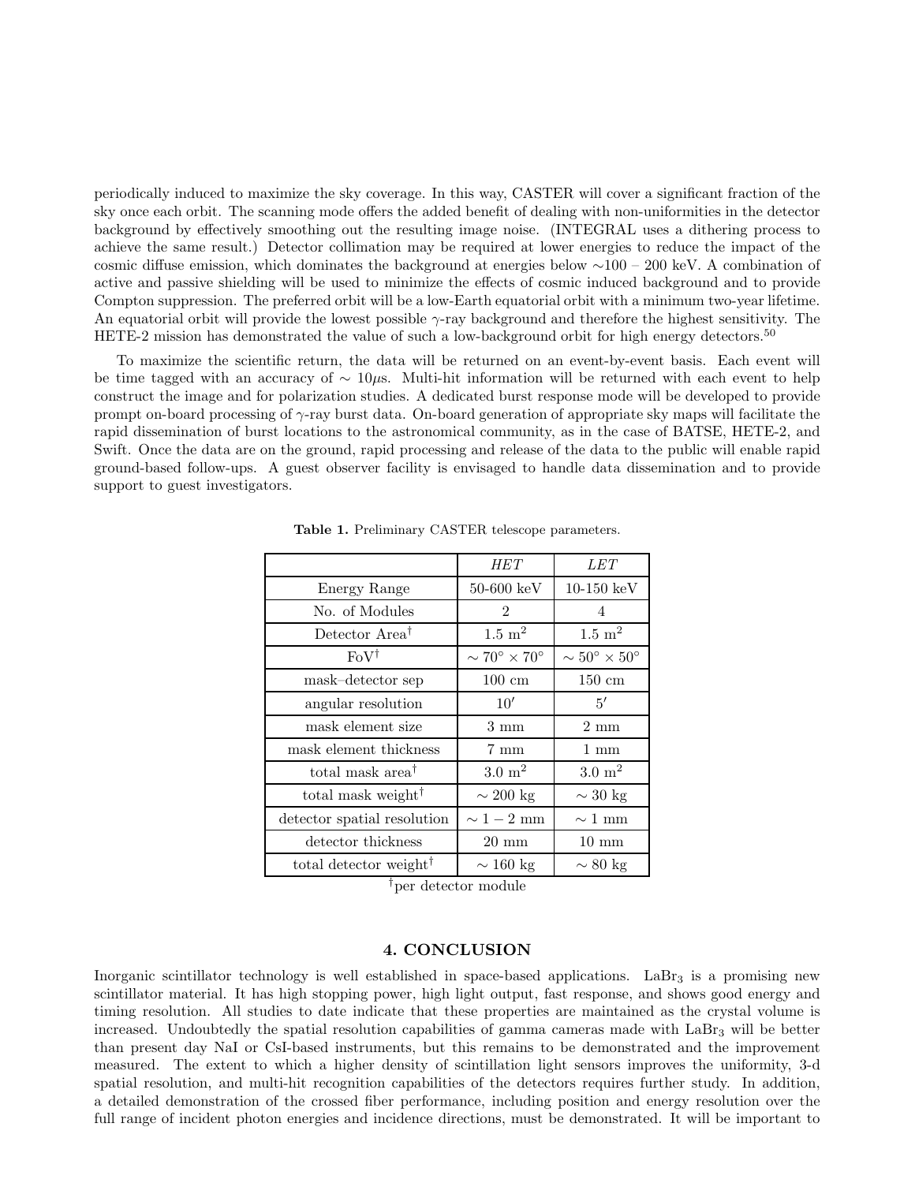periodically induced to maximize the sky coverage. In this way, CASTER will cover a significant fraction of the sky once each orbit. The scanning mode offers the added benefit of dealing with non-uniformities in the detector background by effectively smoothing out the resulting image noise. (INTEGRAL uses a dithering process to achieve the same result.) Detector collimation may be required at lower energies to reduce the impact of the cosmic diffuse emission, which dominates the background at energies below ∼100 – 200 keV. A combination of active and passive shielding will be used to minimize the effects of cosmic induced background and to provide Compton suppression. The preferred orbit will be a low-Earth equatorial orbit with a minimum two-year lifetime. An equatorial orbit will provide the lowest possible $\gamma$-ray background and therefore the highest sensitivity. The HETE-2 mission has demonstrated the value of such a low-background orbit for high energy detectors.[50]

To maximize the scientific return, the data will be returned on an event-by-event basis. Each event will be time tagged with an accuracy of $\sim 10\mu$s. Multi-hit information will be returned with each event to help construct the image and for polarization studies. A dedicated burst response mode will be developed to provide prompt on-board processing of $\gamma$-ray burst data. On-board generation of appropriate sky maps will facilitate the rapid dissemination of burst locations to the astronomical community, as in the case of BATSE, HETE-2, and Swift. Once the data are on the ground, rapid processing and release of the data to the public will enable rapid ground-based follow-ups. A guest observer facility is envisaged to handle data dissemination and to provide support to guest investigators.

**Table 1.** Preliminary CASTER telescope parameters.

| | *HET* | *LET* |
|---|---|---|
| Energy Range | 50-600 keV | 10-150 keV |
| No. of Modules | 2 | 4 |
| Detector Area$^\dagger$ | 1.5 m$^2$ | 1.5 m$^2$ |
| FoV$^\dagger$ | $\sim 70^\circ \times 70^\circ$ | $\sim 50^\circ \times 50^\circ$ |
| mask–detector sep | 100 cm | 150 cm |
| angular resolution | $10'$ | $5'$ |
| mask element size | 3 mm | 2 mm |
| mask element thickness | 7 mm | 1 mm |
| total mask area$^\dagger$ | 3.0 m$^2$ | 3.0 m$^2$ |
| total mask weight$^\dagger$ | $\sim 200$ kg | $\sim 30$ kg |
| detector spatial resolution | $\sim 1-2$ mm | $\sim 1$ mm |
| detector thickness | 20 mm | 10 mm |
| total detector weight$^\dagger$ | $\sim 160$ kg | $\sim 80$ kg |

$^\dagger$per detector module

## 4. CONCLUSION

Inorganic scintillator technology is well established in space-based applications. $LaBr_3$ is a promising new scintillator material. It has high stopping power, high light output, fast response, and shows good energy and timing resolution. All studies to date indicate that these properties are maintained as the crystal volume is increased. Undoubtedly the spatial resolution capabilities of gamma cameras made with $LaBr_3$ will be better than present day NaI or CsI-based instruments, but this remains to be demonstrated and the improvement measured. The extent to which a higher density of scintillation light sensors improves the uniformity, 3-d spatial resolution, and multi-hit recognition capabilities of the detectors requires further study. In addition, a detailed demonstration of the crossed fiber performance, including position and energy resolution over the full range of incident photon energies and incidence directions, must be demonstrated. It will be important to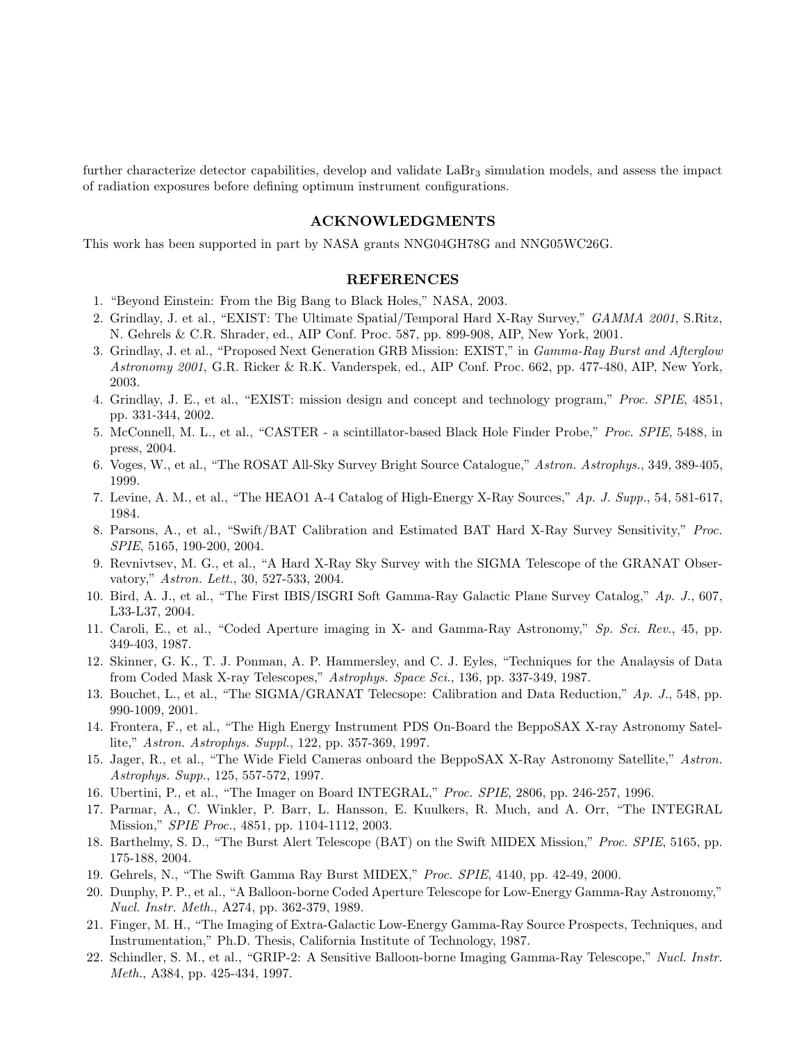further characterize detector capabilities, develop and validate $LaBr_3$ simulation models, and assess the impact of radiation exposures before defining optimum instrument configurations.

## ACKNOWLEDGMENTS

This work has been supported in part by NASA grants NNG04GH78G and NNG05WC26G.

## REFERENCES

1. "Beyond Einstein: From the Big Bang to Black Holes," NASA, 2003.
2. Grindlay, J. et al., "EXIST: The Ultimate Spatial/Temporal Hard X-Ray Survey," *GAMMA 2001*, S.Ritz, N. Gehrels & C.R. Shrader, ed., AIP Conf. Proc. 587, pp. 899-908, AIP, New York, 2001.
3. Grindlay, J. et al., "Proposed Next Generation GRB Mission: EXIST," in *Gamma-Ray Burst and Afterglow Astronomy 2001*, G.R. Ricker & R.K. Vanderspek, ed., AIP Conf. Proc. 662, pp. 477-480, AIP, New York, 2003.
4. Grindlay, J. E., et al., "EXIST: mission design and concept and technology program," *Proc. SPIE*, 4851, pp. 331-344, 2002.
5. McConnell, M. L., et al., "CASTER - a scintillator-based Black Hole Finder Probe," *Proc. SPIE*, 5488, in press, 2004.
6. Voges, W., et al., "The ROSAT All-Sky Survey Bright Source Catalogue," *Astron. Astrophys.*, 349, 389-405, 1999.
7. Levine, A. M., et al., "The HEAO1 A-4 Catalog of High-Energy X-Ray Sources," *Ap. J. Supp.*, 54, 581-617, 1984.
8. Parsons, A., et al., "Swift/BAT Calibration and Estimated BAT Hard X-Ray Survey Sensitivity," *Proc. SPIE*, 5165, 190-200, 2004.
9. Revnivtsev, M. G., et al., "A Hard X-Ray Sky Survey with the SIGMA Telescope of the GRANAT Observatory," *Astron. Lett.*, 30, 527-533, 2004.
10. Bird, A. J., et al., "The First IBIS/ISGRI Soft Gamma-Ray Galactic Plane Survey Catalog," *Ap. J.*, 607, L33-L37, 2004.
11. Caroli, E., et al., "Coded Aperture imaging in X- and Gamma-Ray Astronomy," *Sp. Sci. Rev.*, 45, pp. 349-403, 1987.
12. Skinner, G. K., T. J. Ponman, A. P. Hammersley, and C. J. Eyles, "Techniques for the Analaysis of Data from Coded Mask X-ray Telescopes," *Astrophys. Space Sci.*, 136, pp. 337-349, 1987.
13. Bouchet, L., et al., "The SIGMA/GRANAT Telecsope: Calibration and Data Reduction," *Ap. J.*, 548, pp. 990-1009, 2001.
14. Frontera, F., et al., "The High Energy Instrument PDS On-Board the BeppoSAX X-ray Astronomy Satellite," *Astron. Astrophys. Suppl.*, 122, pp. 357-369, 1997.
15. Jager, R., et al., "The Wide Field Cameras onboard the BeppoSAX X-Ray Astronomy Satellite," *Astron. Astrophys. Supp.*, 125, 557-572, 1997.
16. Ubertini, P., et al., "The Imager on Board INTEGRAL," *Proc. SPIE*, 2806, pp. 246-257, 1996.
17. Parmar, A., C. Winkler, P. Barr, L. Hansson, E. Kuulkers, R. Much, and A. Orr, "The INTEGRAL Mission," *SPIE Proc.*, 4851, pp. 1104-1112, 2003.
18. Barthelmy, S. D., "The Burst Alert Telescope (BAT) on the Swift MIDEX Mission," *Proc. SPIE*, 5165, pp. 175-188, 2004.
19. Gehrels, N., "The Swift Gamma Ray Burst MIDEX," *Proc. SPIE*, 4140, pp. 42-49, 2000.
20. Dunphy, P. P., et al., "A Balloon-borne Coded Aperture Telescope for Low-Energy Gamma-Ray Astronomy," *Nucl. Instr. Meth.*, A274, pp. 362-379, 1989.
21. Finger, M. H., "The Imaging of Extra-Galactic Low-Energy Gamma-Ray Source Prospects, Techniques, and Instrumentation," Ph.D. Thesis, California Institute of Technology, 1987.
22. Schindler, S. M., et al., "GRIP-2: A Sensitive Balloon-borne Imaging Gamma-Ray Telescope," *Nucl. Instr. Meth.*, A384, pp. 425-434, 1997.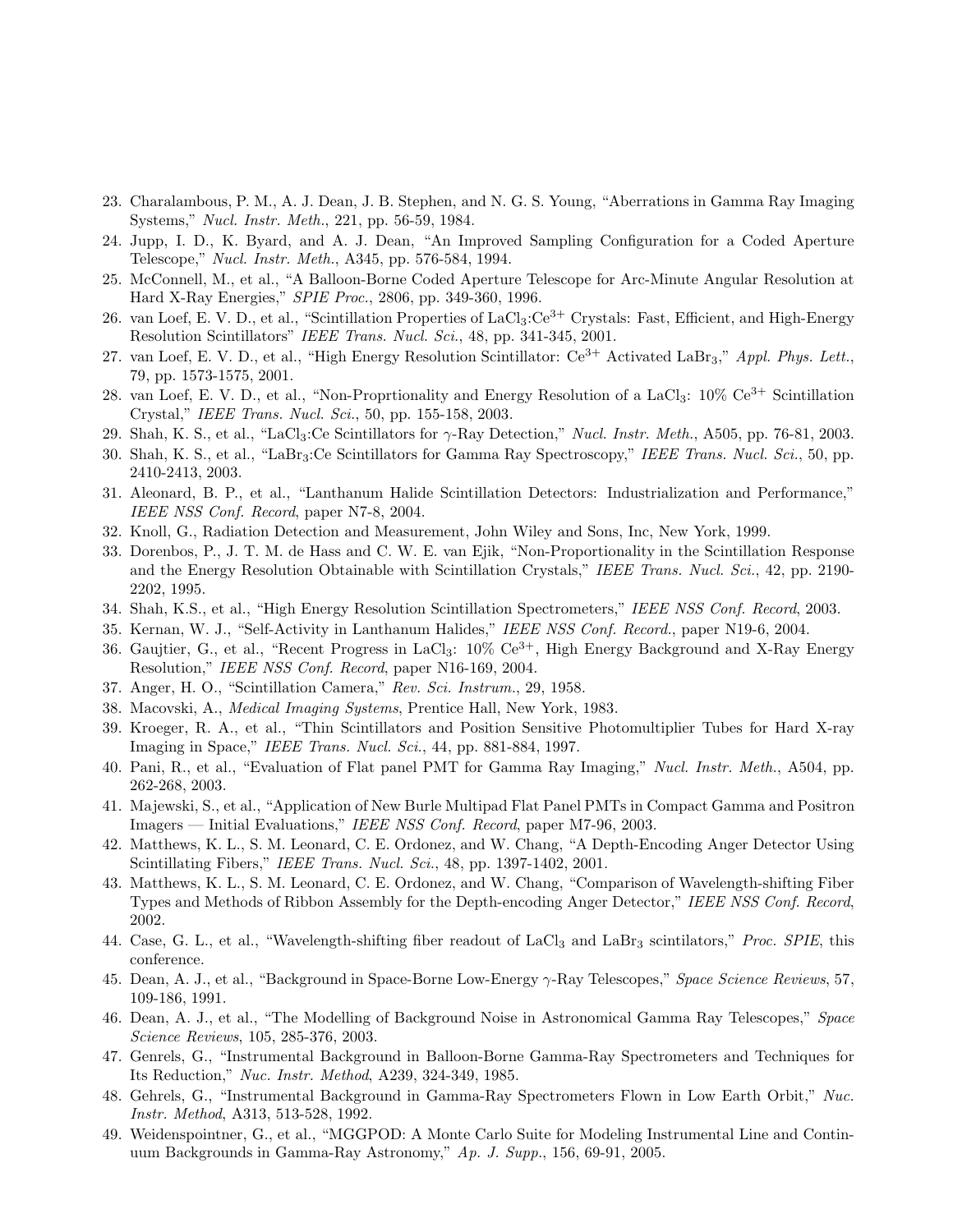23. Charalambous, P. M., A. J. Dean, J. B. Stephen, and N. G. S. Young, “Aberrations in Gamma Ray Imaging Systems,” *Nucl. Instr. Meth.*, 221, pp. 56-59, 1984.
24. Jupp, I. D., K. Byard, and A. J. Dean, “An Improved Sampling Configuration for a Coded Aperture Telescope,” *Nucl. Instr. Meth.*, A345, pp. 576-584, 1994.
25. McConnell, M., et al., “A Balloon-Borne Coded Aperture Telescope for Arc-Minute Angular Resolution at Hard X-Ray Energies,” *SPIE Proc.*, 2806, pp. 349-360, 1996.
26. van Loef, E. V. D., et al., “Scintillation Properties of $LaCl_3$:$Ce^{3+}$ Crystals: Fast, Efficient, and High-Energy Resolution Scintillators” *IEEE Trans. Nucl. Sci.*, 48, pp. 341-345, 2001.
27. van Loef, E. V. D., et al., “High Energy Resolution Scintillator: $Ce^{3+}$ Activated $LaBr_3$,” *Appl. Phys. Lett.*, 79, pp. 1573-1575, 2001.
28. van Loef, E. V. D., et al., “Non-Proprtionality and Energy Resolution of a $LaCl_3$: 10% $Ce^{3+}$ Scintillation Crystal,” *IEEE Trans. Nucl. Sci.*, 50, pp. 155-158, 2003.
29. Shah, K. S., et al., “$LaCl_3$:Ce Scintillators for $\gamma$-Ray Detection,” *Nucl. Instr. Meth.*, A505, pp. 76-81, 2003.
30. Shah, K. S., et al., “$LaBr_3$:Ce Scintillators for Gamma Ray Spectroscopy,” *IEEE Trans. Nucl. Sci.*, 50, pp. 2410-2413, 2003.
31. Aleonard, B. P., et al., “Lanthanum Halide Scintillation Detectors: Industrialization and Performance,” *IEEE NSS Conf. Record*, paper N7-8, 2004.
32. Knoll, G., Radiation Detection and Measurement, John Wiley and Sons, Inc, New York, 1999.
33. Dorenbos, P., J. T. M. de Hass and C. W. E. van Ejik, “Non-Proportionality in the Scintillation Response and the Energy Resolution Obtainable with Scintillation Crystals,” *IEEE Trans. Nucl. Sci.*, 42, pp. 2190-2202, 1995.
34. Shah, K.S., et al., “High Energy Resolution Scintillation Spectrometers,” *IEEE NSS Conf. Record*, 2003.
35. Kernan, W. J., “Self-Activity in Lanthanum Halides,” *IEEE NSS Conf. Record.*, paper N19-6, 2004.
36. Gaujtier, G., et al., “Recent Progress in $LaCl_3$: 10% $Ce^{3+}$, High Energy Background and X-Ray Energy Resolution,” *IEEE NSS Conf. Record*, paper N16-169, 2004.
37. Anger, H. O., “Scintillation Camera,” *Rev. Sci. Instrum.*, 29, 1958.
38. Macovski, A., *Medical Imaging Systems*, Prentice Hall, New York, 1983.
39. Kroeger, R. A., et al., “Thin Scintillators and Position Sensitive Photomultiplier Tubes for Hard X-ray Imaging in Space,” *IEEE Trans. Nucl. Sci.*, 44, pp. 881-884, 1997.
40. Pani, R., et al., “Evaluation of Flat panel PMT for Gamma Ray Imaging,” *Nucl. Instr. Meth.*, A504, pp. 262-268, 2003.
41. Majewski, S., et al., “Application of New Burle Multipad Flat Panel PMTs in Compact Gamma and Positron Imagers — Initial Evaluations,” *IEEE NSS Conf. Record*, paper M7-96, 2003.
42. Matthews, K. L., S. M. Leonard, C. E. Ordonez, and W. Chang, “A Depth-Encoding Anger Detector Using Scintillating Fibers,” *IEEE Trans. Nucl. Sci.*, 48, pp. 1397-1402, 2001.
43. Matthews, K. L., S. M. Leonard, C. E. Ordonez, and W. Chang, “Comparison of Wavelength-shifting Fiber Types and Methods of Ribbon Assembly for the Depth-encoding Anger Detector,” *IEEE NSS Conf. Record*, 2002.
44. Case, G. L., et al., “Wavelength-shifting fiber readout of $LaCl_3$ and $LaBr_3$ scintilators,” *Proc. SPIE*, this conference.
45. Dean, A. J., et al., “Background in Space-Borne Low-Energy $\gamma$-Ray Telescopes,” *Space Science Reviews*, 57, 109-186, 1991.
46. Dean, A. J., et al., “The Modelling of Background Noise in Astronomical Gamma Ray Telescopes,” *Space Science Reviews*, 105, 285-376, 2003.
47. Genrels, G., “Instrumental Background in Balloon-Borne Gamma-Ray Spectrometers and Techniques for Its Reduction,” *Nuc. Instr. Method*, A239, 324-349, 1985.
48. Gehrels, G., “Instrumental Background in Gamma-Ray Spectrometers Flown in Low Earth Orbit,” *Nuc. Instr. Method*, A313, 513-528, 1992.
49. Weidenspointner, G., et al., “MGGPOD: A Monte Carlo Suite for Modeling Instrumental Line and Continuum Backgrounds in Gamma-Ray Astronomy,” *Ap. J. Supp.*, 156, 69-91, 2005.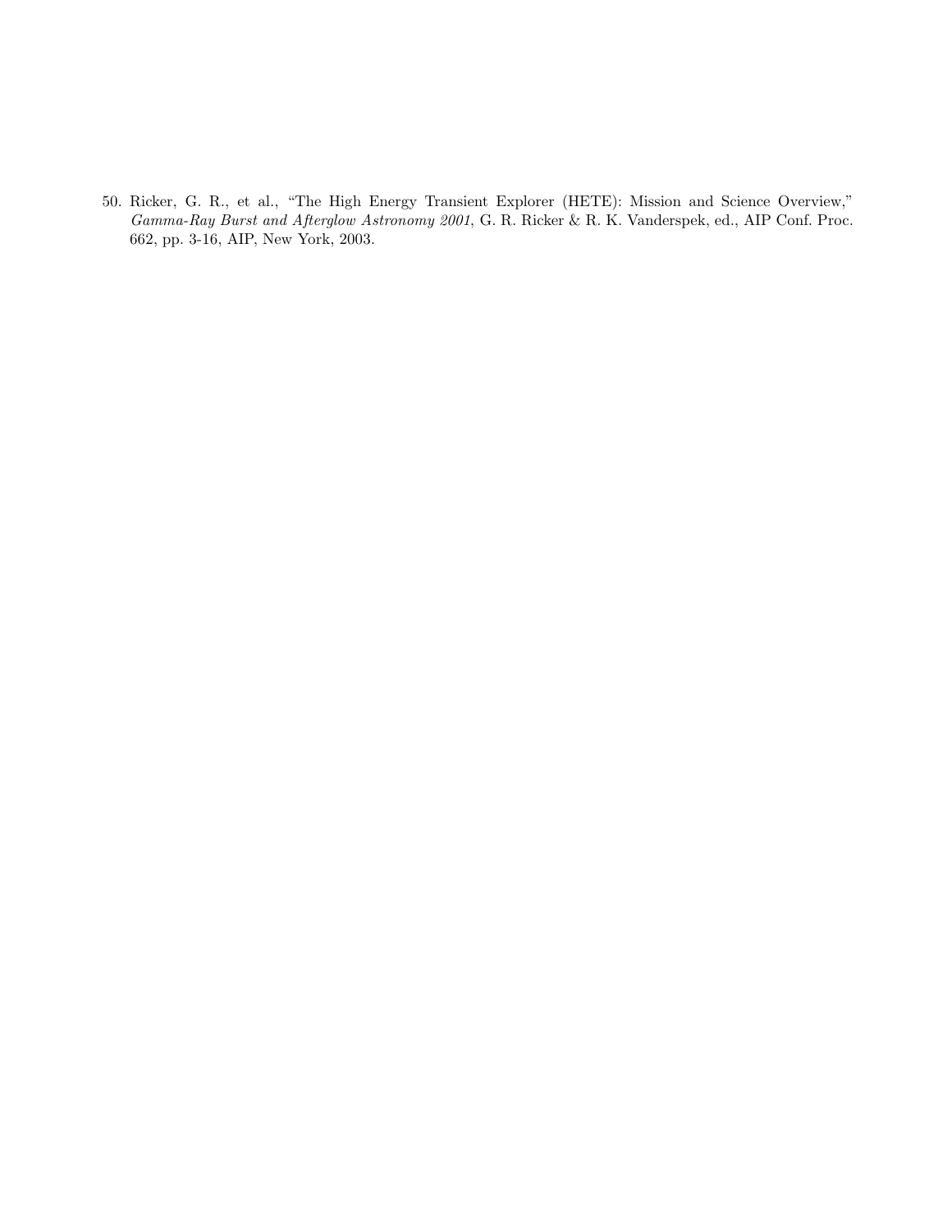50. Ricker, G. R., et al., “The High Energy Transient Explorer (HETE): Mission and Science Overview,” *Gamma-Ray Burst and Afterglow Astronomy 2001*, G. R. Ricker & R. K. Vanderspek, ed., AIP Conf. Proc. 662, pp. 3-16, AIP, New York, 2003.